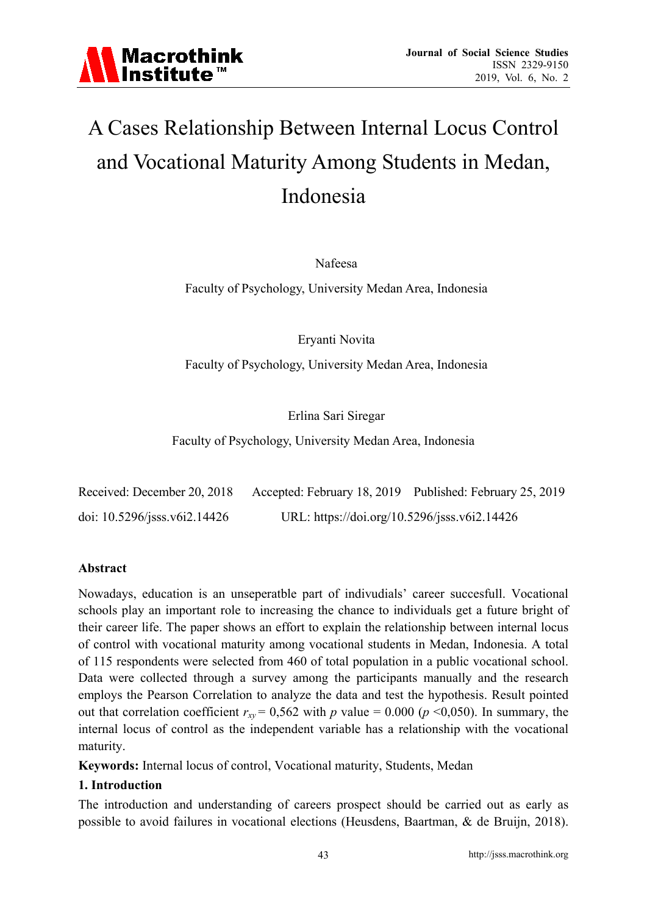# A Cases Relationship Between Internal Locus Control and Vocational Maturity Among Students in Medan, Indonesia

Nafeesa

Faculty of Psychology, University Medan Area, Indonesia

Eryanti Novita

Faculty of Psychology, University Medan Area, Indonesia

Erlina Sari Siregar

Faculty of Psychology, University Medan Area, Indonesia

Received: December 20, 2018 Accepted: February 18, 2019 Published: February 25, 2019

doi: 10.5296/jsss.v6i2.14426 URL: https://doi.org/10.5296/jsss.v6i2.14426

**Abstract**

Nowadays, education is an unseperatble part of indivudials' career succesfull. Vocational schools play an important role to increasing the chance to individuals get a future bright of their career life. The paper shows an effort to explain the relationship between internal locus of control with vocational maturity among vocational students in Medan, Indonesia. A total of 115 respondents were selected from 460 of total population in a public vocational school. Data were collected through a survey among the participants manually and the research employs the Pearson Correlation to analyze the data and test the hypothesis. Result pointed out that correlation coefficient $r_{xy}$ = 0,562 with $p$ value = 0.000 ($p$ <0,050). In summary, the internal locus of control as the independent variable has a relationship with the vocational maturity.

**Keywords:** Internal locus of control, Vocational maturity, Students, Medan

## 1. Introduction

The introduction and understanding of careers prospect should be carried out as early as possible to avoid failures in vocational elections (Heusdens, Baartman, & de Bruijn, 2018).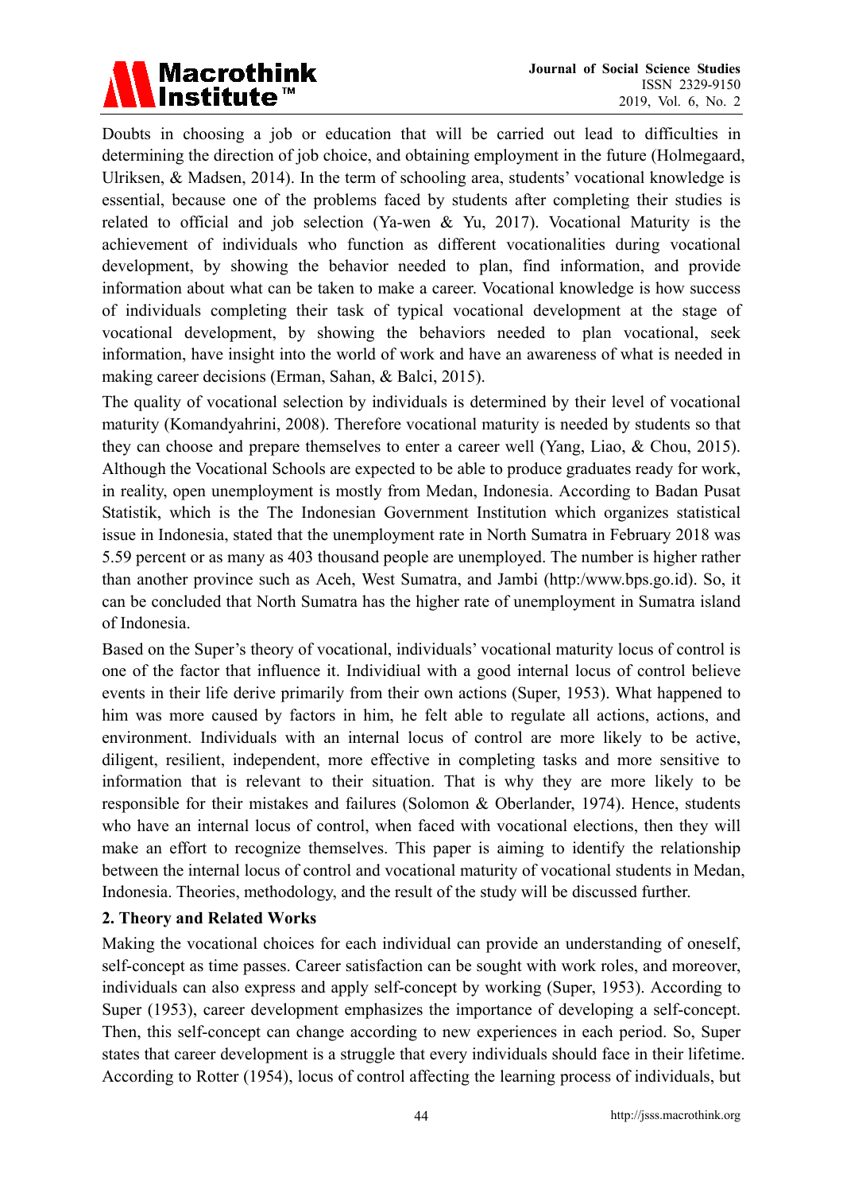Doubts in choosing a job or education that will be carried out lead to difficulties in determining the direction of job choice, and obtaining employment in the future (Holmegaard, Ulriksen, & Madsen, 2014). In the term of schooling area, students' vocational knowledge is essential, because one of the problems faced by students after completing their studies is related to official and job selection (Ya-wen & Yu, 2017). Vocational Maturity is the achievement of individuals who function as different vocationalities during vocational development, by showing the behavior needed to plan, find information, and provide information about what can be taken to make a career. Vocational knowledge is how success of individuals completing their task of typical vocational development at the stage of vocational development, by showing the behaviors needed to plan vocational, seek information, have insight into the world of work and have an awareness of what is needed in making career decisions (Erman, Sahan, & Balci, 2015).

The quality of vocational selection by individuals is determined by their level of vocational maturity (Komandyahrini, 2008). Therefore vocational maturity is needed by students so that they can choose and prepare themselves to enter a career well (Yang, Liao, & Chou, 2015). Although the Vocational Schools are expected to be able to produce graduates ready for work, in reality, open unemployment is mostly from Medan, Indonesia. According to Badan Pusat Statistik, which is the The Indonesian Government Institution which organizes statistical issue in Indonesia, stated that the unemployment rate in North Sumatra in February 2018 was 5.59 percent or as many as 403 thousand people are unemployed. The number is higher rather than another province such as Aceh, West Sumatra, and Jambi (http:/www.bps.go.id). So, it can be concluded that North Sumatra has the higher rate of unemployment in Sumatra island of Indonesia.

Based on the Super's theory of vocational, individuals' vocational maturity locus of control is one of the factor that influence it. Individiual with a good internal locus of control believe events in their life derive primarily from their own actions (Super, 1953). What happened to him was more caused by factors in him, he felt able to regulate all actions, actions, and environment. Individuals with an internal locus of control are more likely to be active, diligent, resilient, independent, more effective in completing tasks and more sensitive to information that is relevant to their situation. That is why they are more likely to be responsible for their mistakes and failures (Solomon & Oberlander, 1974). Hence, students who have an internal locus of control, when faced with vocational elections, then they will make an effort to recognize themselves. This paper is aiming to identify the relationship between the internal locus of control and vocational maturity of vocational students in Medan, Indonesia. Theories, methodology, and the result of the study will be discussed further.

## 2. Theory and Related Works

Making the vocational choices for each individual can provide an understanding of oneself, self-concept as time passes. Career satisfaction can be sought with work roles, and moreover, individuals can also express and apply self-concept by working (Super, 1953). According to Super (1953), career development emphasizes the importance of developing a self-concept. Then, this self-concept can change according to new experiences in each period. So, Super states that career development is a struggle that every individuals should face in their lifetime. According to Rotter (1954), locus of control affecting the learning process of individuals, but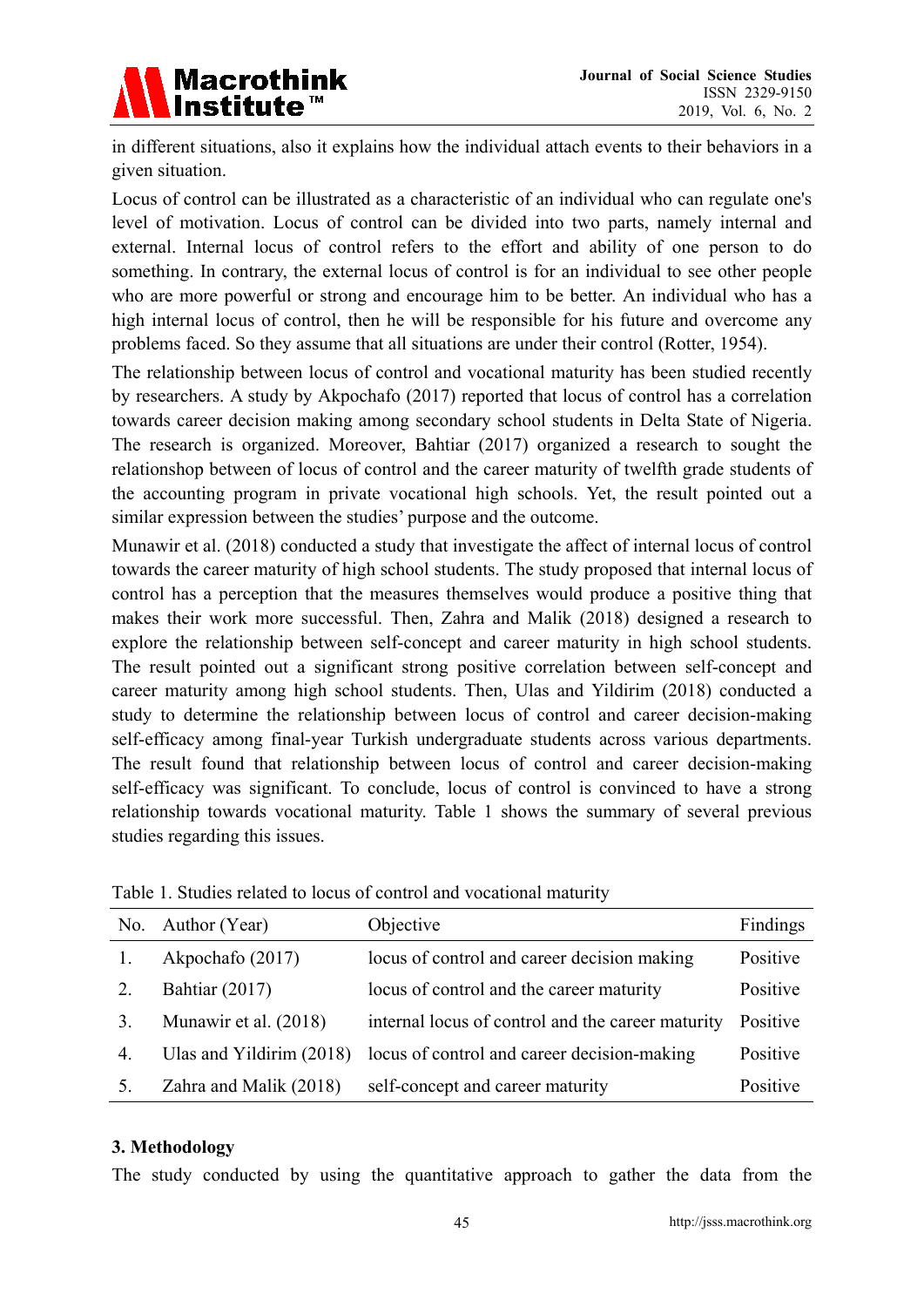in different situations, also it explains how the individual attach events to their behaviors in a given situation.

Locus of control can be illustrated as a characteristic of an individual who can regulate one's level of motivation. Locus of control can be divided into two parts, namely internal and external. Internal locus of control refers to the effort and ability of one person to do something. In contrary, the external locus of control is for an individual to see other people who are more powerful or strong and encourage him to be better. An individual who has a high internal locus of control, then he will be responsible for his future and overcome any problems faced. So they assume that all situations are under their control (Rotter, 1954).

The relationship between locus of control and vocational maturity has been studied recently by researchers. A study by Akpochafo (2017) reported that locus of control has a correlation towards career decision making among secondary school students in Delta State of Nigeria. The research is organized. Moreover, Bahtiar (2017) organized a research to sought the relationshop between of locus of control and the career maturity of twelfth grade students of the accounting program in private vocational high schools. Yet, the result pointed out a similar expression between the studies' purpose and the outcome.

Munawir et al. (2018) conducted a study that investigate the affect of internal locus of control towards the career maturity of high school students. The study proposed that internal locus of control has a perception that the measures themselves would produce a positive thing that makes their work more successful. Then, Zahra and Malik (2018) designed a research to explore the relationship between self-concept and career maturity in high school students. The result pointed out a significant strong positive correlation between self-concept and career maturity among high school students. Then, Ulas and Yildirim (2018) conducted a study to determine the relationship between locus of control and career decision-making self-efficacy among final-year Turkish undergraduate students across various departments. The result found that relationship between locus of control and career decision-making self-efficacy was significant. To conclude, locus of control is convinced to have a strong relationship towards vocational maturity. Table 1 shows the summary of several previous studies regarding this issues.

Table 1. Studies related to locus of control and vocational maturity

| No. | Author (Year) | Objective | Findings |
|---|---|---|---|
| 1. | Akpochafo (2017) | locus of control and career decision making | Positive |
| 2. | Bahtiar (2017) | locus of control and the career maturity | Positive |
| 3. | Munawir et al. (2018) | internal locus of control and the career maturity | Positive |
| 4. | Ulas and Yildirim (2018) | locus of control and career decision-making | Positive |
| 5. | Zahra and Malik (2018) | self-concept and career maturity | Positive |

### 3. Methodology

The study conducted by using the quantitative approach to gather the data from the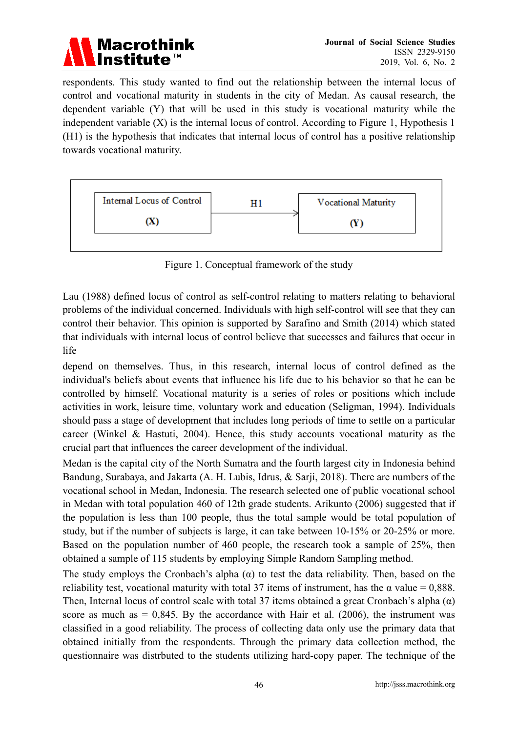respondents. This study wanted to find out the relationship between the internal locus of control and vocational maturity in students in the city of Medan. As causal research, the dependent variable (Y) that will be used in this study is vocational maturity while the independent variable (X) is the internal locus of control. According to Figure 1, Hypothesis 1 (H1) is the hypothesis that indicates that internal locus of control has a positive relationship towards vocational maturity.

Internal Locus of Control (X) → H1 → Vocational Maturity (Y)

Figure 1. Conceptual framework of the study

Lau (1988) defined locus of control as self-control relating to matters relating to behavioral problems of the individual concerned. Individuals with high self-control will see that they can control their behavior. This opinion is supported by Sarafino and Smith (2014) which stated that individuals with internal locus of control believe that successes and failures that occur in life depend on themselves. Thus, in this research, internal locus of control defined as the individual's beliefs about events that influence his life due to his behavior so that he can be controlled by himself. Vocational maturity is a series of roles or positions which include activities in work, leisure time, voluntary work and education (Seligman, 1994). Individuals should pass a stage of development that includes long periods of time to settle on a particular career (Winkel & Hastuti, 2004). Hence, this study accounts vocational maturity as the crucial part that influences the career development of the individual.

Medan is the capital city of the North Sumatra and the fourth largest city in Indonesia behind Bandung, Surabaya, and Jakarta (A. H. Lubis, Idrus, & Sarji, 2018). There are numbers of the vocational school in Medan, Indonesia. The research selected one of public vocational school in Medan with total population 460 of 12th grade students. Arikunto (2006) suggested that if the population is less than 100 people, thus the total sample would be total population of study, but if the number of subjects is large, it can take between 10-15% or 20-25% or more. Based on the population number of 460 people, the research took a sample of 25%, then obtained a sample of 115 students by employing Simple Random Sampling method.

The study employs the Cronbach's alpha (α) to test the data reliability. Then, based on the reliability test, vocational maturity with total 37 items of instrument, has the α value = 0,888. Then, Internal locus of control scale with total 37 items obtained a great Cronbach's alpha (α) score as much as = 0,845. By the accordance with Hair et al. (2006), the instrument was classified in a good reliability. The process of collecting data only use the primary data that obtained initially from the respondents. Through the primary data collection method, the questionnaire was distrbuted to the students utilizing hard-copy paper. The technique of the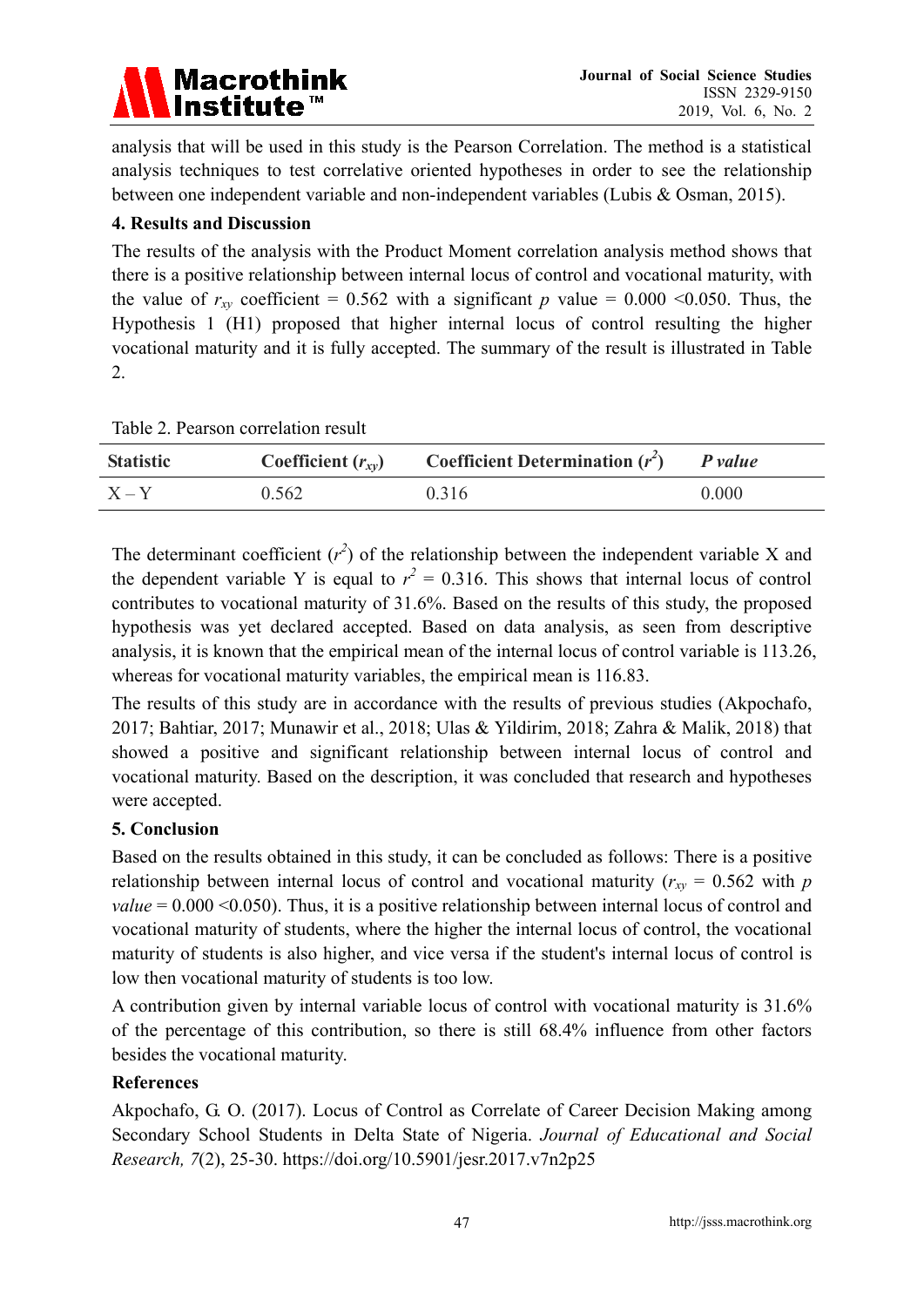analysis that will be used in this study is the Pearson Correlation. The method is a statistical analysis techniques to test correlative oriented hypotheses in order to see the relationship between one independent variable and non-independent variables (Lubis & Osman, 2015).

## 4. Results and Discussion

The results of the analysis with the Product Moment correlation analysis method shows that there is a positive relationship between internal locus of control and vocational maturity, with the value of $r_{xy}$ coefficient = 0.562 with a significant $p$ value = 0.000 <0.050. Thus, the Hypothesis 1 (H1) proposed that higher internal locus of control resulting the higher vocational maturity and it is fully accepted. The summary of the result is illustrated in Table 2.

Table 2. Pearson correlation result

| Statistic | Coefficient ($r_{xy}$) | Coefficient Determination ($r^2$) | *P value* |
|---|---|---|---|
| X – Y | 0.562 | 0.316 | 0.000 |

The determinant coefficient ($r^2$) of the relationship between the independent variable X and the dependent variable Y is equal to $r^2$ = 0.316. This shows that internal locus of control contributes to vocational maturity of 31.6%. Based on the results of this study, the proposed hypothesis was yet declared accepted. Based on data analysis, as seen from descriptive analysis, it is known that the empirical mean of the internal locus of control variable is 113.26, whereas for vocational maturity variables, the empirical mean is 116.83.

The results of this study are in accordance with the results of previous studies (Akpochafo, 2017; Bahtiar, 2017; Munawir et al., 2018; Ulas & Yildirim, 2018; Zahra & Malik, 2018) that showed a positive and significant relationship between internal locus of control and vocational maturity. Based on the description, it was concluded that research and hypotheses were accepted.

## 5. Conclusion

Based on the results obtained in this study, it can be concluded as follows: There is a positive relationship between internal locus of control and vocational maturity ($r_{xy}$ = 0.562 with *p value* = 0.000 <0.050). Thus, it is a positive relationship between internal locus of control and vocational maturity of students, where the higher the internal locus of control, the vocational maturity of students is also higher, and vice versa if the student's internal locus of control is low then vocational maturity of students is too low.

A contribution given by internal variable locus of control with vocational maturity is 31.6% of the percentage of this contribution, so there is still 68.4% influence from other factors besides the vocational maturity.

## References

Akpochafo, G. O. (2017). Locus of Control as Correlate of Career Decision Making among Secondary School Students in Delta State of Nigeria. *Journal of Educational and Social Research, 7*(2), 25-30. https://doi.org/10.5901/jesr.2017.v7n2p25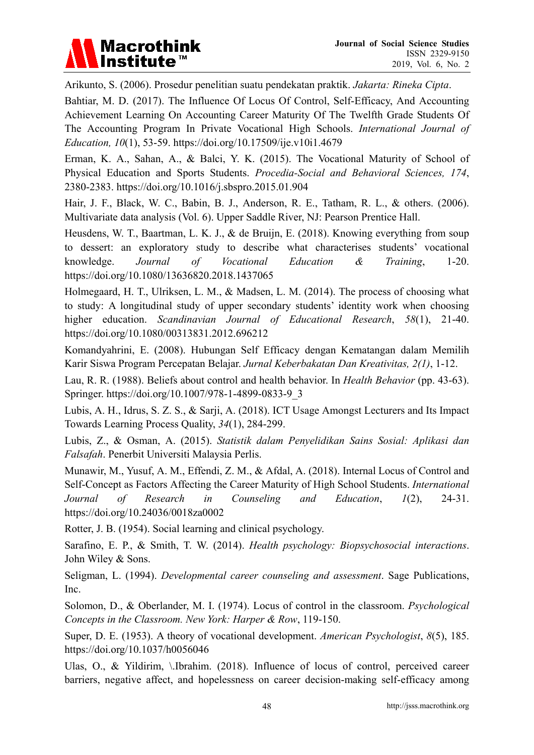Arikunto, S. (2006). Prosedur penelitian suatu pendekatan praktik. *Jakarta: Rineka Cipta*.

Bahtiar, M. D. (2017). The Influence Of Locus Of Control, Self-Efficacy, And Accounting Achievement Learning On Accounting Career Maturity Of The Twelfth Grade Students Of The Accounting Program In Private Vocational High Schools. *International Journal of Education, 10*(1), 53-59. https://doi.org/10.17509/ije.v10i1.4679

Erman, K. A., Sahan, A., & Balci, Y. K. (2015). The Vocational Maturity of School of Physical Education and Sports Students. *Procedia-Social and Behavioral Sciences, 174*, 2380-2383. https://doi.org/10.1016/j.sbspro.2015.01.904

Hair, J. F., Black, W. C., Babin, B. J., Anderson, R. E., Tatham, R. L., & others. (2006). Multivariate data analysis (Vol. 6). Upper Saddle River, NJ: Pearson Prentice Hall.

Heusdens, W. T., Baartman, L. K. J., & de Bruijn, E. (2018). Knowing everything from soup to dessert: an exploratory study to describe what characterises students' vocational knowledge. *Journal of Vocational Education & Training*, 1-20. https://doi.org/10.1080/13636820.2018.1437065

Holmegaard, H. T., Ulriksen, L. M., & Madsen, L. M. (2014). The process of choosing what to study: A longitudinal study of upper secondary students' identity work when choosing higher education. *Scandinavian Journal of Educational Research*, *58*(1), 21-40. https://doi.org/10.1080/00313831.2012.696212

Komandyahrini, E. (2008). Hubungan Self Efficacy dengan Kematangan dalam Memilih Karir Siswa Program Percepatan Belajar. *Jurnal Keberbakatan Dan Kreativitas, 2(1)*, 1-12.

Lau, R. R. (1988). Beliefs about control and health behavior. In *Health Behavior* (pp. 43-63). Springer. https://doi.org/10.1007/978-1-4899-0833-9_3

Lubis, A. H., Idrus, S. Z. S., & Sarji, A. (2018). ICT Usage Amongst Lecturers and Its Impact Towards Learning Process Quality, *34*(1), 284-299.

Lubis, Z., & Osman, A. (2015). *Statistik dalam Penyelidikan Sains Sosial: Aplikasi dan Falsafah*. Penerbit Universiti Malaysia Perlis.

Munawir, M., Yusuf, A. M., Effendi, Z. M., & Afdal, A. (2018). Internal Locus of Control and Self-Concept as Factors Affecting the Career Maturity of High School Students. *International Journal of Research in Counseling and Education*, *1*(2), 24-31. https://doi.org/10.24036/0018za0002

Rotter, J. B. (1954). Social learning and clinical psychology.

Sarafino, E. P., & Smith, T. W. (2014). *Health psychology: Biopsychosocial interactions*. John Wiley & Sons.

Seligman, L. (1994). *Developmental career counseling and assessment*. Sage Publications, Inc.

Solomon, D., & Oberlander, M. I. (1974). Locus of control in the classroom. *Psychological Concepts in the Classroom. New York: Harper & Row*, 119-150.

Super, D. E. (1953). A theory of vocational development. *American Psychologist*, *8*(5), 185. https://doi.org/10.1037/h0056046

Ulas, O., & Yildirim, \.Ibrahim. (2018). Influence of locus of control, perceived career barriers, negative affect, and hopelessness on career decision-making self-efficacy among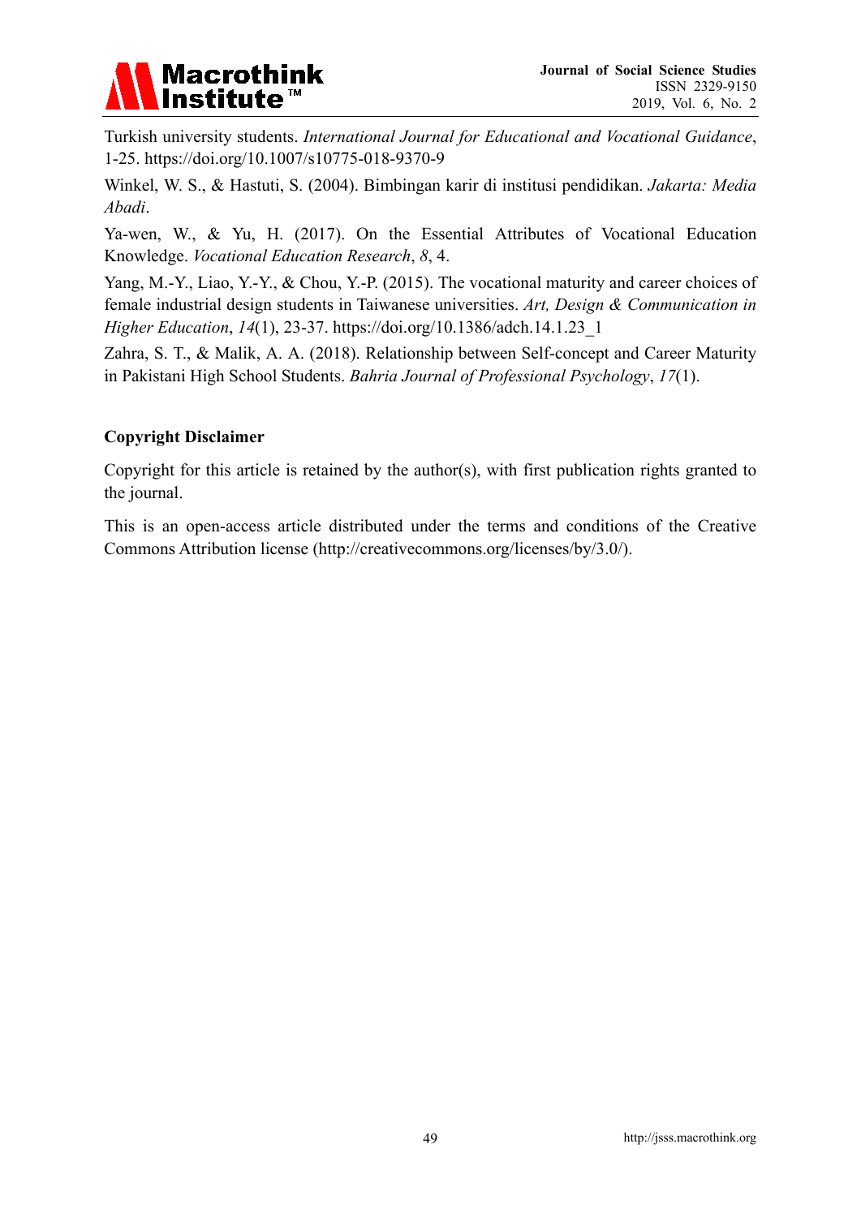Turkish university students. *International Journal for Educational and Vocational Guidance*, 1-25. https://doi.org/10.1007/s10775-018-9370-9

Winkel, W. S., & Hastuti, S. (2004). Bimbingan karir di institusi pendidikan. *Jakarta: Media Abadi*.

Ya-wen, W., & Yu, H. (2017). On the Essential Attributes of Vocational Education Knowledge. *Vocational Education Research*, *8*, 4.

Yang, M.-Y., Liao, Y.-Y., & Chou, Y.-P. (2015). The vocational maturity and career choices of female industrial design students in Taiwanese universities. *Art, Design & Communication in Higher Education*, *14*(1), 23-37. https://doi.org/10.1386/adch.14.1.23_1

Zahra, S. T., & Malik, A. A. (2018). Relationship between Self-concept and Career Maturity in Pakistani High School Students. *Bahria Journal of Professional Psychology*, *17*(1).

## Copyright Disclaimer

Copyright for this article is retained by the author(s), with first publication rights granted to the journal.

This is an open-access article distributed under the terms and conditions of the Creative Commons Attribution license (http://creativecommons.org/licenses/by/3.0/).